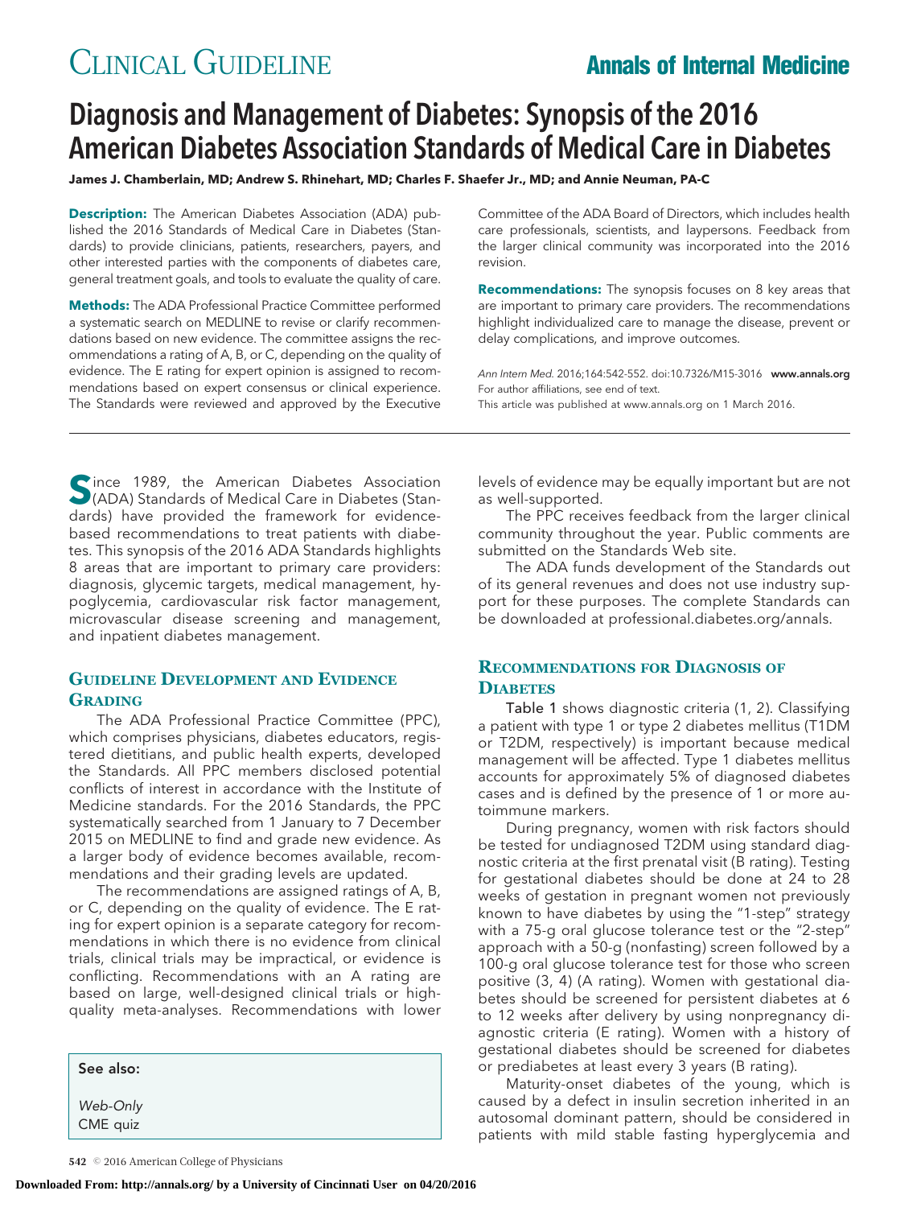# Diagnosis and Management of Diabetes: Synopsis of the 2016 American Diabetes Association Standards of Medical Care in Diabetes

**James J. Chamberlain, MD; Andrew S. Rhinehart, MD; Charles F. Shaefer Jr., MD; and Annie Neuman, PA-C**

**Description:** The American Diabetes Association (ADA) published the 2016 Standards of Medical Care in Diabetes (Standards) to provide clinicians, patients, researchers, payers, and other interested parties with the components of diabetes care, general treatment goals, and tools to evaluate the quality of care.

**Methods:** The ADA Professional Practice Committee performed a systematic search on MEDLINE to revise or clarify recommendations based on new evidence. The committee assigns the recommendations a rating of A, B, or C, depending on the quality of evidence. The E rating for expert opinion is assigned to recommendations based on expert consensus or clinical experience. The Standards were reviewed and approved by the Executive Committee of the ADA Board of Directors, which includes health care professionals, scientists, and laypersons. Feedback from the larger clinical community was incorporated into the 2016 revision.

**Recommendations:** The synopsis focuses on 8 key areas that are important to primary care providers. The recommendations highlight individualized care to manage the disease, prevent or delay complications, and improve outcomes.

*Ann Intern Med.* 2016;164:542-552. doi:10.7326/M15-3016 **www.annals.org**
For author affiliations, see end of text.
This article was published at www.annals.org on 1 March 2016.

Since 1989, the American Diabetes Association (ADA) Standards of Medical Care in Diabetes (Standards) have provided the framework for evidence-based recommendations to treat patients with diabetes. This synopsis of the 2016 ADA Standards highlights 8 areas that are important to primary care providers: diagnosis, glycemic targets, medical management, hypoglycemia, cardiovascular risk factor management, microvascular disease screening and management, and inpatient diabetes management.

## Guideline Development and Evidence Grading

The ADA Professional Practice Committee (PPC), which comprises physicians, diabetes educators, registered dietitians, and public health experts, developed the Standards. All PPC members disclosed potential conflicts of interest in accordance with the Institute of Medicine standards. For the 2016 Standards, the PPC systematically searched from 1 January to 7 December 2015 on MEDLINE to find and grade new evidence. As a larger body of evidence becomes available, recommendations and their grading levels are updated.

The recommendations are assigned ratings of A, B, or C, depending on the quality of evidence. The E rating for expert opinion is a separate category for recommendations in which there is no evidence from clinical trials, clinical trials may be impractical, or evidence is conflicting. Recommendations with an A rating are based on large, well-designed clinical trials or high-quality meta-analyses. Recommendations with lower levels of evidence may be equally important but are not as well-supported.

The PPC receives feedback from the larger clinical community throughout the year. Public comments are submitted on the Standards Web site.

The ADA funds development of the Standards out of its general revenues and does not use industry support for these purposes. The complete Standards can be downloaded at professional.diabetes.org/annals.

See also:

*Web-Only*
CME quiz

## Recommendations for Diagnosis of Diabetes

Table 1 shows diagnostic criteria (1, 2). Classifying a patient with type 1 or type 2 diabetes mellitus (T1DM or T2DM, respectively) is important because medical management will be affected. Type 1 diabetes mellitus accounts for approximately 5% of diagnosed diabetes cases and is defined by the presence of 1 or more autoimmune markers.

During pregnancy, women with risk factors should be tested for undiagnosed T2DM using standard diagnostic criteria at the first prenatal visit (B rating). Testing for gestational diabetes should be done at 24 to 28 weeks of gestation in pregnant women not previously known to have diabetes by using the "1-step" strategy with a 75-g oral glucose tolerance test or the "2-step" approach with a 50-g (nonfasting) screen followed by a 100-g oral glucose tolerance test for those who screen positive (3, 4) (A rating). Women with gestational diabetes should be screened for persistent diabetes at 6 to 12 weeks after delivery by using nonpregnancy diagnostic criteria (E rating). Women with a history of gestational diabetes should be screened for diabetes or prediabetes at least every 3 years (B rating).

Maturity-onset diabetes of the young, which is caused by a defect in insulin secretion inherited in an autosomal dominant pattern, should be considered in patients with mild stable fasting hyperglycemia and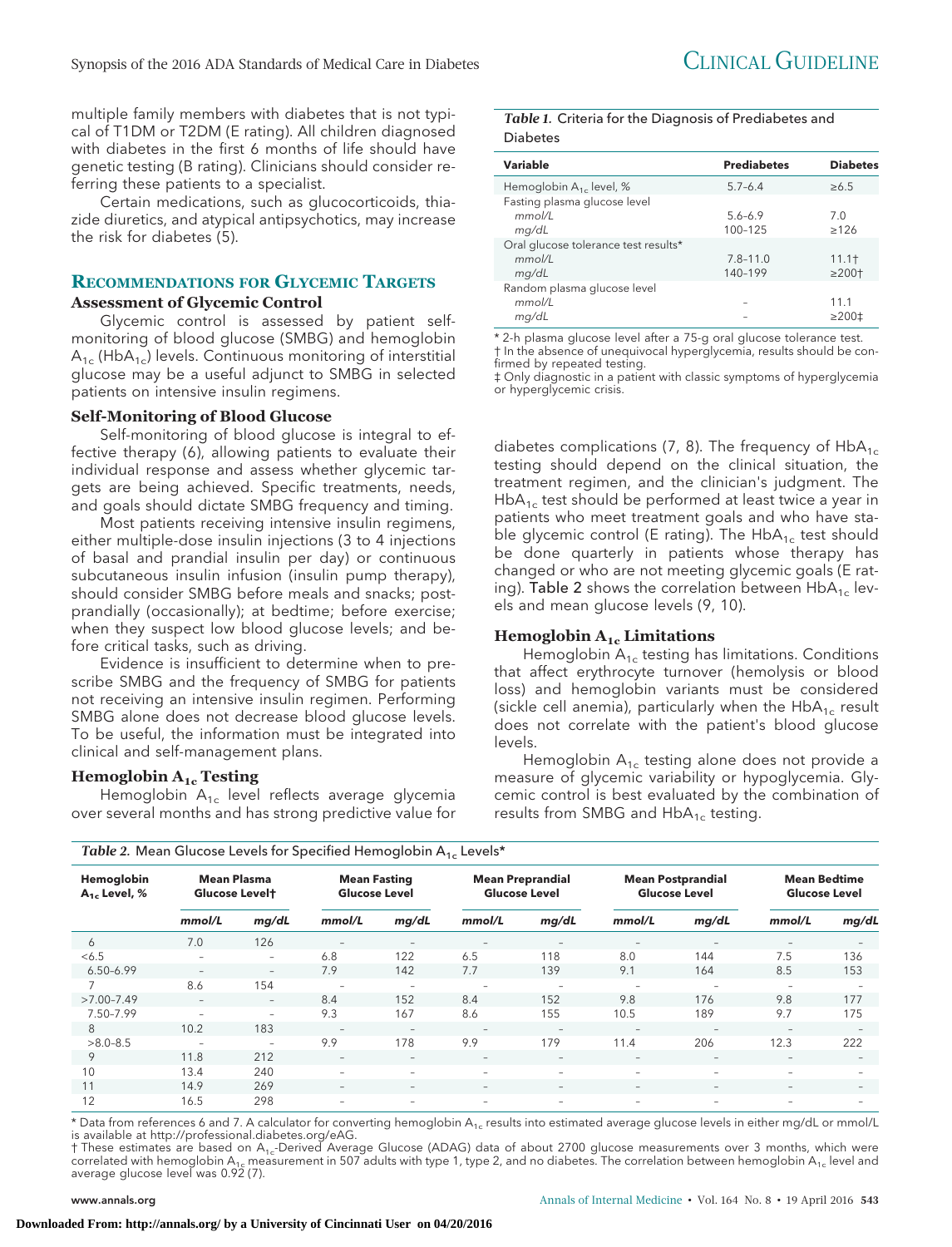multiple family members with diabetes that is not typical of T1DM or T2DM (E rating). All children diagnosed with diabetes in the first 6 months of life should have genetic testing (B rating). Clinicians should consider referring these patients to a specialist.

Certain medications, such as glucocorticoids, thiazide diuretics, and atypical antipsychotics, may increase the risk for diabetes (5).

## Recommendations for Glycemic Targets

### Assessment of Glycemic Control

Glycemic control is assessed by patient self-monitoring of blood glucose (SMBG) and hemoglobin $A_{1c}$ ($HbA_{1c}$) levels. Continuous monitoring of interstitial glucose may be a useful adjunct to SMBG in selected patients on intensive insulin regimens.

### Self-Monitoring of Blood Glucose

Self-monitoring of blood glucose is integral to effective therapy (6), allowing patients to evaluate their individual response and assess whether glycemic targets are being achieved. Specific treatments, needs, and goals should dictate SMBG frequency and timing.

Most patients receiving intensive insulin regimens, either multiple-dose insulin injections (3 to 4 injections of basal and prandial insulin per day) or continuous subcutaneous insulin infusion (insulin pump therapy), should consider SMBG before meals and snacks; postprandially (occasionally); at bedtime; before exercise; when they suspect low blood glucose levels; and before critical tasks, such as driving.

Evidence is insufficient to determine when to prescribe SMBG and the frequency of SMBG for patients not receiving an intensive insulin regimen. Performing SMBG alone does not decrease blood glucose levels. To be useful, the information must be integrated into clinical and self-management plans.

### Hemoglobin $A_{1c}$ Testing

Hemoglobin $A_{1c}$ level reflects average glycemia over several months and has strong predictive value for diabetes complications (7, 8). The frequency of $HbA_{1c}$ testing should depend on the clinical situation, the treatment regimen, and the clinician's judgment. The $HbA_{1c}$ test should be performed at least twice a year in patients who meet treatment goals and who have stable glycemic control (E rating). The $HbA_{1c}$ test should be done quarterly in patients whose therapy has changed or who are not meeting glycemic goals (E rating). Table 2 shows the correlation between $HbA_{1c}$ levels and mean glucose levels (9, 10).

### Hemoglobin $A_{1c}$ Limitations

Hemoglobin $A_{1c}$ testing has limitations. Conditions that affect erythrocyte turnover (hemolysis or blood loss) and hemoglobin variants must be considered (sickle cell anemia), particularly when the $HbA_{1c}$ result does not correlate with the patient's blood glucose levels.

Hemoglobin $A_{1c}$ testing alone does not provide a measure of glycemic variability or hypoglycemia. Glycemic control is best evaluated by the combination of results from SMBG and $HbA_{1c}$ testing.

*Table 1.* Criteria for the Diagnosis of Prediabetes and Diabetes

| Variable | Prediabetes | Diabetes |
|---|---|---|
| Hemoglobin $A_{1c}$ level, % | 5.7–6.4 | ≥6.5 |
| Fasting plasma glucose level | | |
| *mmol/L* | 5.6–6.9 | 7.0 |
| *mg/dL* | 100–125 | ≥126 |
| Oral glucose tolerance test results* | | |
| *mmol/L* | 7.8–11.0 | 11.1† |
| *mg/dL* | 140–199 | ≥200† |
| Random plasma glucose level | | |
| *mmol/L* | – | 11.1 |
| *mg/dL* | – | ≥200‡ |

\* 2-h plasma glucose level after a 75-g oral glucose tolerance test.
† In the absence of unequivocal hyperglycemia, results should be confirmed by repeated testing.
‡ Only diagnostic in a patient with classic symptoms of hyperglycemia or hyperglycemic crisis.

*Table 2.* Mean Glucose Levels for Specified Hemoglobin $A_{1c}$ Levels*

| Hemoglobin $A_{1c}$ Level, % | Mean Plasma Glucose Level† | | Mean Fasting Glucose Level | | Mean Preprandial Glucose Level | | Mean Postprandial Glucose Level | | Mean Bedtime Glucose Level | |
|---|---|---|---|---|---|---|---|---|---|---|
| | *mmol/L* | *mg/dL* | *mmol/L* | *mg/dL* | *mmol/L* | *mg/dL* | *mmol/L* | *mg/dL* | *mmol/L* | *mg/dL* |
| 6 | 7.0 | 126 | – | – | – | – | – | – | – | – |
| <6.5 | – | – | 6.8 | 122 | 6.5 | 118 | 8.0 | 144 | 7.5 | 136 |
| 6.50–6.99 | – | – | 7.9 | 142 | 7.7 | 139 | 9.1 | 164 | 8.5 | 153 |
| 7 | 8.6 | 154 | – | – | – | – | – | – | – | – |
| >7.00–7.49 | – | – | 8.4 | 152 | 8.4 | 152 | 9.8 | 176 | 9.8 | 177 |
| 7.50–7.99 | – | – | 9.3 | 167 | 8.6 | 155 | 10.5 | 189 | 9.7 | 175 |
| 8 | 10.2 | 183 | – | – | – | – | – | – | – | – |
| >8.0–8.5 | – | – | 9.9 | 178 | 9.9 | 179 | 11.4 | 206 | 12.3 | 222 |
| 9 | 11.8 | 212 | – | – | – | – | – | – | – | – |
| 10 | 13.4 | 240 | – | – | – | – | – | – | – | – |
| 11 | 14.9 | 269 | – | – | – | – | – | – | – | – |
| 12 | 16.5 | 298 | – | – | – | – | – | – | – | – |

\* Data from references 6 and 7. A calculator for converting hemoglobin $A_{1c}$ results into estimated average glucose levels in either mg/dL or mmol/L is available at http://professional.diabetes.org/eAG.
† These estimates are based on $A_{1c}$-Derived Average Glucose (ADAG) data of about 2700 glucose measurements over 3 months, which were correlated with hemoglobin $A_{1c}$ measurement in 507 adults with type 1, type 2, and no diabetes. The correlation between hemoglobin $A_{1c}$ level and average glucose level was 0.92 (7).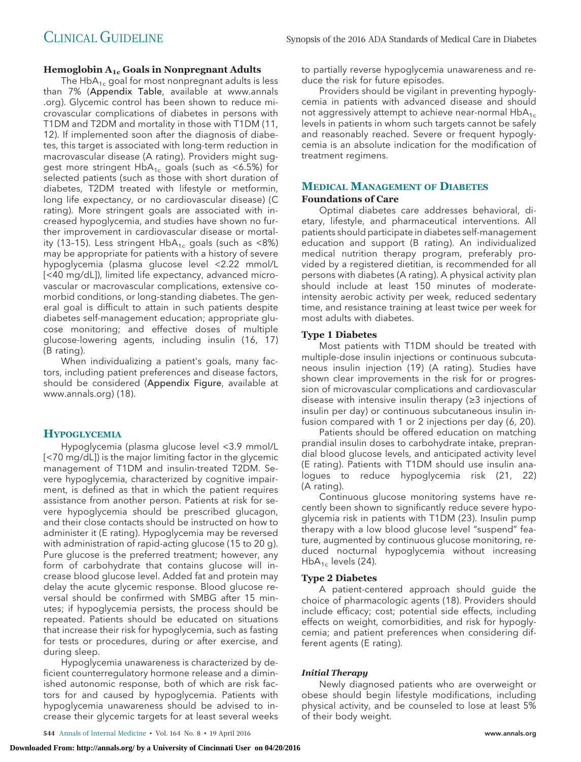### Hemoglobin $A_{1c}$ Goals in Nonpregnant Adults

The $HbA_{1c}$ goal for most nonpregnant adults is less than 7% (Appendix Table, available at www.annals.org). Glycemic control has been shown to reduce microvascular complications of diabetes in persons with T1DM and T2DM and mortality in those with T1DM (11, 12). If implemented soon after the diagnosis of diabetes, this target is associated with long-term reduction in macrovascular disease (A rating). Providers might suggest more stringent $HbA_{1c}$ goals (such as <6.5%) for selected patients (such as those with short duration of diabetes, T2DM treated with lifestyle or metformin, long life expectancy, or no cardiovascular disease) (C rating). More stringent goals are associated with increased hypoglycemia, and studies have shown no further improvement in cardiovascular disease or mortality (13–15). Less stringent $HbA_{1c}$ goals (such as <8%) may be appropriate for patients with a history of severe hypoglycemia (plasma glucose level <2.22 mmol/L [<40 mg/dL]), limited life expectancy, advanced microvascular or macrovascular complications, extensive comorbid conditions, or long-standing diabetes. The general goal is difficult to attain in such patients despite diabetes self-management education; appropriate glucose monitoring; and effective doses of multiple glucose-lowering agents, including insulin (16, 17) (B rating).

When individualizing a patient's goals, many factors, including patient preferences and disease factors, should be considered (Appendix Figure, available at www.annals.org) (18).

## Hypoglycemia

Hypoglycemia (plasma glucose level <3.9 mmol/L [<70 mg/dL]) is the major limiting factor in the glycemic management of T1DM and insulin-treated T2DM. Severe hypoglycemia, characterized by cognitive impairment, is defined as that in which the patient requires assistance from another person. Patients at risk for severe hypoglycemia should be prescribed glucagon, and their close contacts should be instructed on how to administer it (E rating). Hypoglycemia may be reversed with administration of rapid-acting glucose (15 to 20 g). Pure glucose is the preferred treatment; however, any form of carbohydrate that contains glucose will increase blood glucose level. Added fat and protein may delay the acute glycemic response. Blood glucose reversal should be confirmed with SMBG after 15 minutes; if hypoglycemia persists, the process should be repeated. Patients should be educated on situations that increase their risk for hypoglycemia, such as fasting for tests or procedures, during or after exercise, and during sleep.

Hypoglycemia unawareness is characterized by deficient counterregulatory hormone release and a diminished autonomic response, both of which are risk factors for and caused by hypoglycemia. Patients with hypoglycemia unawareness should be advised to increase their glycemic targets for at least several weeks to partially reverse hypoglycemia unawareness and reduce the risk for future episodes.

Providers should be vigilant in preventing hypoglycemia in patients with advanced disease and should not aggressively attempt to achieve near-normal $HbA_{1c}$ levels in patients in whom such targets cannot be safely and reasonably reached. Severe or frequent hypoglycemia is an absolute indication for the modification of treatment regimens.

## Medical Management of Diabetes

### Foundations of Care

Optimal diabetes care addresses behavioral, dietary, lifestyle, and pharmaceutical interventions. All patients should participate in diabetes self-management education and support (B rating). An individualized medical nutrition therapy program, preferably provided by a registered dietitian, is recommended for all persons with diabetes (A rating). A physical activity plan should include at least 150 minutes of moderate-intensity aerobic activity per week, reduced sedentary time, and resistance training at least twice per week for most adults with diabetes.

### Type 1 Diabetes

Most patients with T1DM should be treated with multiple-dose insulin injections or continuous subcutaneous insulin injection (19) (A rating). Studies have shown clear improvements in the risk for or progression of microvascular complications and cardiovascular disease with intensive insulin therapy (≥3 injections of insulin per day) or continuous subcutaneous insulin infusion compared with 1 or 2 injections per day (6, 20).

Patients should be offered education on matching prandial insulin doses to carbohydrate intake, preprandial blood glucose levels, and anticipated activity level (E rating). Patients with T1DM should use insulin analogues to reduce hypoglycemia risk (21, 22) (A rating).

Continuous glucose monitoring systems have recently been shown to significantly reduce severe hypoglycemia risk in patients with T1DM (23). Insulin pump therapy with a low blood glucose level "suspend" feature, augmented by continuous glucose monitoring, reduced nocturnal hypoglycemia without increasing $HbA_{1c}$ levels (24).

### Type 2 Diabetes

A patient-centered approach should guide the choice of pharmacologic agents (18). Providers should include efficacy; cost; potential side effects, including effects on weight, comorbidities, and risk for hypoglycemia; and patient preferences when considering different agents (E rating).

#### *Initial Therapy*

Newly diagnosed patients who are overweight or obese should begin lifestyle modifications, including physical activity, and be counseled to lose at least 5% of their body weight.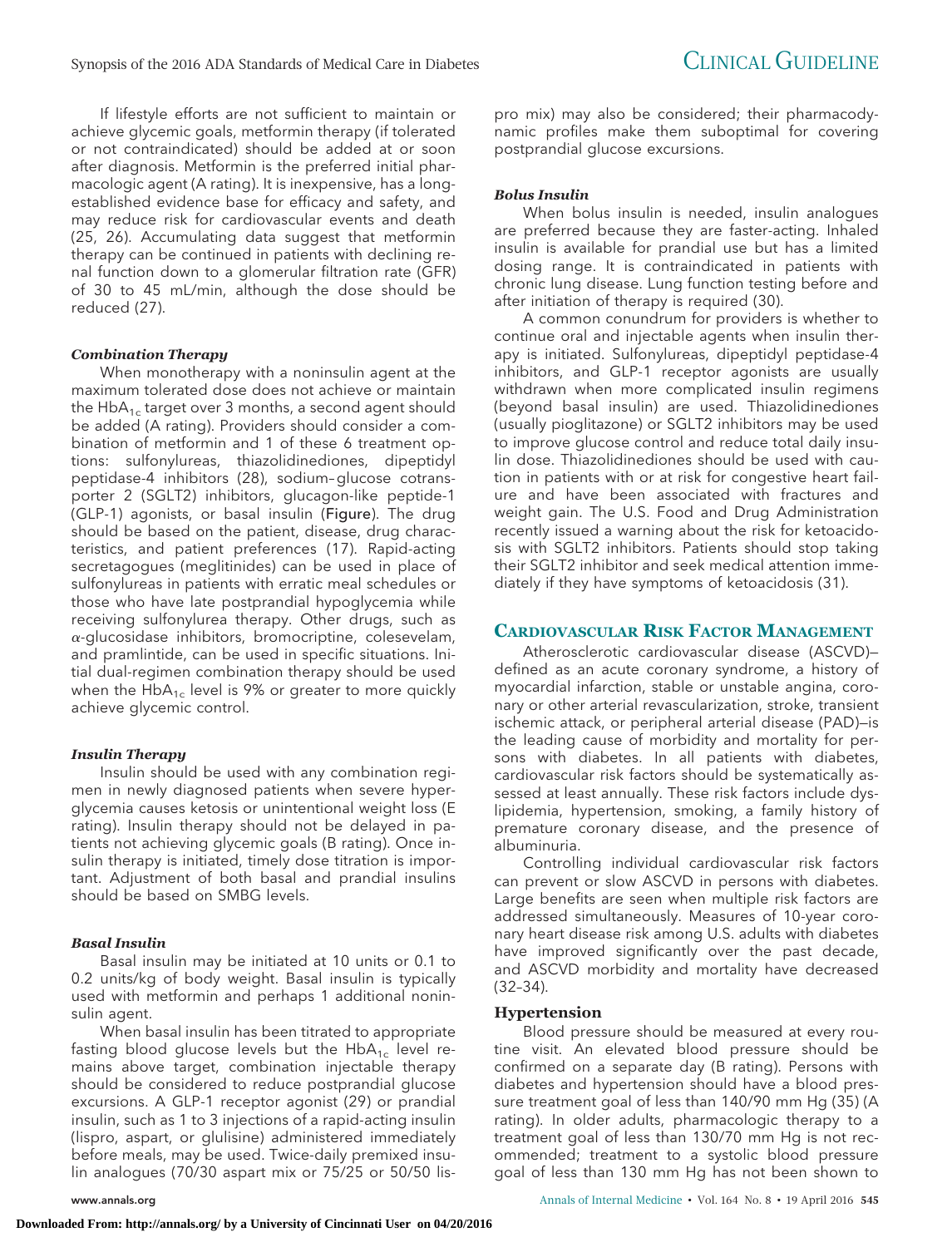If lifestyle efforts are not sufficient to maintain or achieve glycemic goals, metformin therapy (if tolerated or not contraindicated) should be added at or soon after diagnosis. Metformin is the preferred initial pharmacologic agent (A rating). It is inexpensive, has a long-established evidence base for efficacy and safety, and may reduce risk for cardiovascular events and death (25, 26). Accumulating data suggest that metformin therapy can be continued in patients with declining renal function down to a glomerular filtration rate (GFR) of 30 to 45 mL/min, although the dose should be reduced (27).

#### *Combination Therapy*

When monotherapy with a noninsulin agent at the maximum tolerated dose does not achieve or maintain the $HbA_{1c}$ target over 3 months, a second agent should be added (A rating). Providers should consider a combination of metformin and 1 of these 6 treatment options: sulfonylureas, thiazolidinediones, dipeptidyl peptidase-4 inhibitors (28), sodium–glucose cotransporter 2 (SGLT2) inhibitors, glucagon-like peptide-1 (GLP-1) agonists, or basal insulin (Figure). The drug should be based on the patient, disease, drug characteristics, and patient preferences (17). Rapid-acting secretagogues (meglitinides) can be used in place of sulfonylureas in patients with erratic meal schedules or those who have late postprandial hypoglycemia while receiving sulfonylurea therapy. Other drugs, such as α-glucosidase inhibitors, bromocriptine, colesevelam, and pramlintide, can be used in specific situations. Initial dual-regimen combination therapy should be used when the $HbA_{1c}$ level is 9% or greater to more quickly achieve glycemic control.

#### *Insulin Therapy*

Insulin should be used with any combination regimen in newly diagnosed patients when severe hyperglycemia causes ketosis or unintentional weight loss (E rating). Insulin therapy should not be delayed in patients not achieving glycemic goals (B rating). Once insulin therapy is initiated, timely dose titration is important. Adjustment of both basal and prandial insulins should be based on SMBG levels.

#### *Basal Insulin*

Basal insulin may be initiated at 10 units or 0.1 to 0.2 units/kg of body weight. Basal insulin is typically used with metformin and perhaps 1 additional noninsulin agent.

When basal insulin has been titrated to appropriate fasting blood glucose levels but the $HbA_{1c}$ level remains above target, combination injectable therapy should be considered to reduce postprandial glucose excursions. A GLP-1 receptor agonist (29) or prandial insulin, such as 1 to 3 injections of a rapid-acting insulin (lispro, aspart, or glulisine) administered immediately before meals, may be used. Twice-daily premixed insulin analogues (70/30 aspart mix or 75/25 or 50/50 lispro mix) may also be considered; their pharmacodynamic profiles make them suboptimal for covering postprandial glucose excursions.

#### *Bolus Insulin*

When bolus insulin is needed, insulin analogues are preferred because they are faster-acting. Inhaled insulin is available for prandial use but has a limited dosing range. It is contraindicated in patients with chronic lung disease. Lung function testing before and after initiation of therapy is required (30).

A common conundrum for providers is whether to continue oral and injectable agents when insulin therapy is initiated. Sulfonylureas, dipeptidyl peptidase-4 inhibitors, and GLP-1 receptor agonists are usually withdrawn when more complicated insulin regimens (beyond basal insulin) are used. Thiazolidinediones (usually pioglitazone) or SGLT2 inhibitors may be used to improve glucose control and reduce total daily insulin dose. Thiazolidinediones should be used with caution in patients with or at risk for congestive heart failure and have been associated with fractures and weight gain. The U.S. Food and Drug Administration recently issued a warning about the risk for ketoacidosis with SGLT2 inhibitors. Patients should stop taking their SGLT2 inhibitor and seek medical attention immediately if they have symptoms of ketoacidosis (31).

## Cardiovascular Risk Factor Management

Atherosclerotic cardiovascular disease (ASCVD)—defined as an acute coronary syndrome, a history of myocardial infarction, stable or unstable angina, coronary or other arterial revascularization, stroke, transient ischemic attack, or peripheral arterial disease (PAD)—is the leading cause of morbidity and mortality for persons with diabetes. In all patients with diabetes, cardiovascular risk factors should be systematically assessed at least annually. These risk factors include dyslipidemia, hypertension, smoking, a family history of premature coronary disease, and the presence of albuminuria.

Controlling individual cardiovascular risk factors can prevent or slow ASCVD in persons with diabetes. Large benefits are seen when multiple risk factors are addressed simultaneously. Measures of 10-year coronary heart disease risk among U.S. adults with diabetes have improved significantly over the past decade, and ASCVD morbidity and mortality have decreased (32–34).

### Hypertension

Blood pressure should be measured at every routine visit. An elevated blood pressure should be confirmed on a separate day (B rating). Persons with diabetes and hypertension should have a blood pressure treatment goal of less than 140/90 mm Hg (35) (A rating). In older adults, pharmacologic therapy to a treatment goal of less than 130/70 mm Hg is not recommended; treatment to a systolic blood pressure goal of less than 130 mm Hg has not been shown to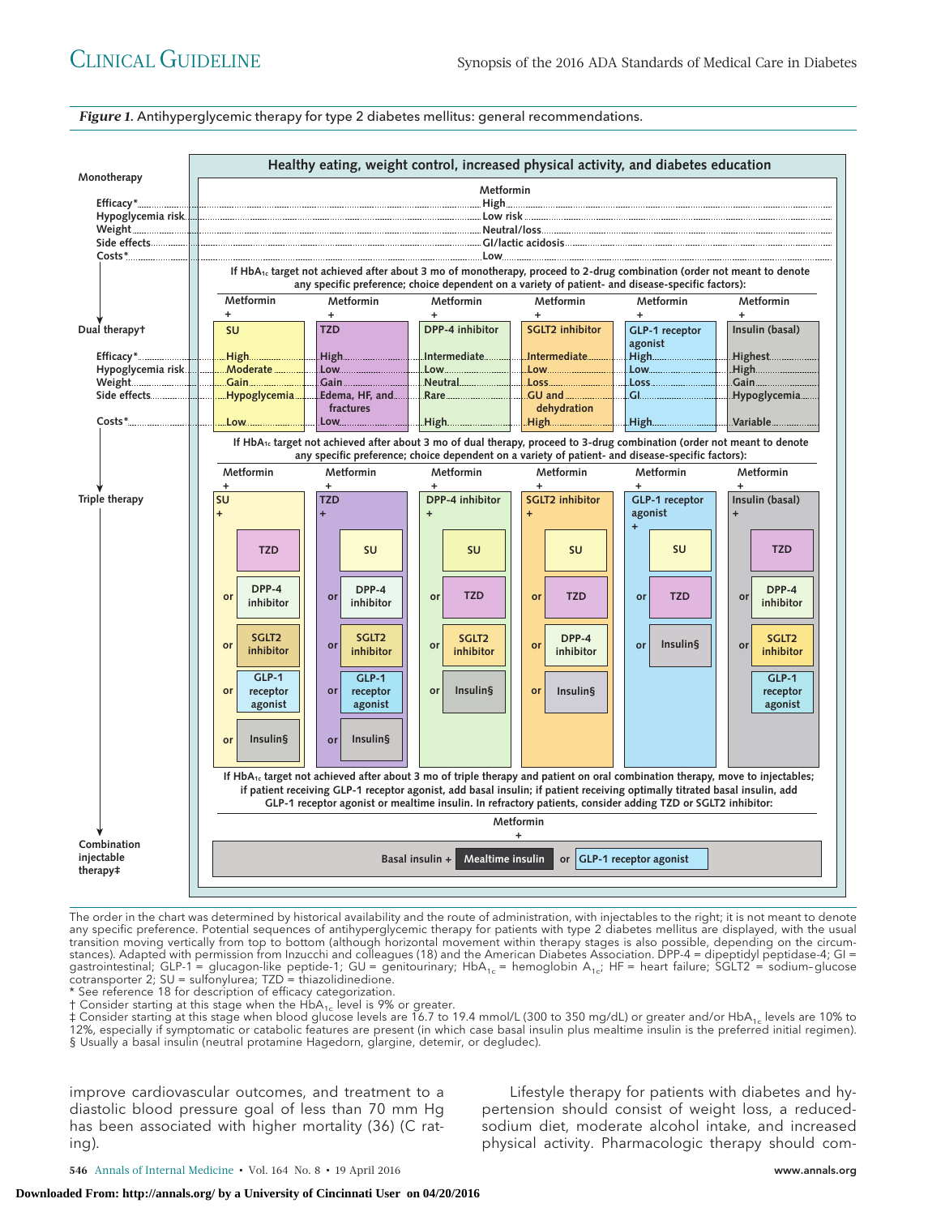*Figure 1.* Antihyperglycemic therapy for type 2 diabetes mellitus: general recommendations.

**Healthy eating, weight control, increased physical activity, and diabetes education**

**Monotherapy**

| | Metformin |
|---|---|
| Efficacy* | High |
| Hypoglycemia risk | Low risk |
| Weight | Neutral/loss |
| Side effects | GI/lactic acidosis |
| Costs* | Low |

If $HbA_{1c}$ target not achieved after about 3 mo of monotherapy, proceed to 2-drug combination (order not meant to denote any specific preference; choice dependent on a variety of patient- and disease-specific factors):

**Dual therapy†**

| | Metformin + SU | Metformin + TZD | Metformin + DPP-4 inhibitor | Metformin + SGLT2 inhibitor | Metformin + GLP-1 receptor agonist | Metformin + Insulin (basal) |
|---|---|---|---|---|---|---|
| Efficacy* | High | High | Intermediate | Intermediate | High | Highest |
| Hypoglycemia risk | Moderate | Low | Low | Low | Low | High |
| Weight | Gain | Gain | Neutral | Loss | Loss | Gain |
| Side effects | Hypoglycemia | Edema, HF, and fractures | Rare | GU and dehydration | GI | Hypoglycemia |
| Costs* | Low | Low | High | High | High | Variable |

If $HbA_{1c}$ target not achieved after about 3 mo of dual therapy, proceed to 3-drug combination (order not meant to denote any specific preference; choice dependent on a variety of patient- and disease-specific factors):

**Triple therapy**

| Metformin + SU + | Metformin + TZD + | Metformin + DPP-4 inhibitor + | Metformin + SGLT2 inhibitor + | Metformin + GLP-1 receptor agonist + | Metformin + Insulin (basal) + |
|---|---|---|---|---|---|
| TZD | SU | SU | SU | SU | TZD |
| or DPP-4 inhibitor | or DPP-4 inhibitor | or TZD | or TZD | or TZD | or DPP-4 inhibitor |
| or SGLT2 inhibitor | or SGLT2 inhibitor | or SGLT2 inhibitor | or DPP-4 inhibitor | or Insulin§ | or SGLT2 inhibitor |
| or GLP-1 receptor agonist | or GLP-1 receptor agonist | or Insulin§ | or Insulin§ | | or GLP-1 receptor agonist |
| or Insulin§ | or Insulin§ | | | | |

If $HbA_{1c}$ target not achieved after about 3 mo of triple therapy and patient on oral combination therapy, move to injectables; if patient receiving GLP-1 receptor agonist, add basal insulin; if patient receiving optimally titrated basal insulin, add GLP-1 receptor agonist or mealtime insulin. In refractory patients, consider adding TZD or SGLT2 inhibitor:

**Combination injectable therapy‡**

Metformin + Basal insulin + Mealtime insulin or GLP-1 receptor agonist

The order in the chart was determined by historical availability and the route of administration, with injectables to the right; it is not meant to denote any specific preference. Potential sequences of antihyperglycemic therapy for patients with type 2 diabetes mellitus are displayed, with the usual transition moving vertically from top to bottom (although horizontal movement within therapy stages is also possible, depending on the circumstances). Adapted with permission from Inzucchi and colleagues (18) and the American Diabetes Association. DPP-4 = dipeptidyl peptidase-4; GI = gastrointestinal; GLP-1 = glucagon-like peptide-1; GU = genitourinary; $HbA_{1c}$ = hemoglobin $A_{1c}$; HF = heart failure; SGLT2 = sodium–glucose cotransporter 2; SU = sulfonylurea; TZD = thiazolidinedione.

\* See reference 18 for description of efficacy categorization.

† Consider starting at this stage when the $HbA_{1c}$ level is 9% or greater.

‡ Consider starting at this stage when blood glucose levels are 16.7 to 19.4 mmol/L (300 to 350 mg/dL) or greater and/or $HbA_{1c}$ levels are 10% to 12%, especially if symptomatic or catabolic features are present (in which case basal insulin plus mealtime insulin is the preferred initial regimen).

§ Usually a basal insulin (neutral protamine Hagedorn, glargine, detemir, or degludec).

improve cardiovascular outcomes, and treatment to a diastolic blood pressure goal of less than 70 mm Hg has been associated with higher mortality (36) (C rating).

Lifestyle therapy for patients with diabetes and hypertension should consist of weight loss, a reduced-sodium diet, moderate alcohol intake, and increased physical activity. Pharmacologic therapy should com-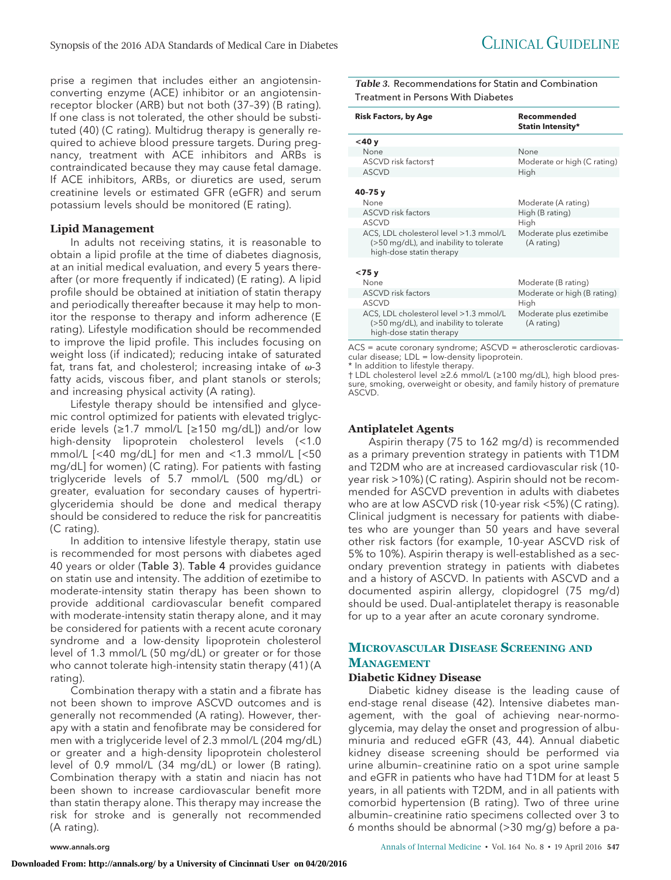prise a regimen that includes either an angiotensin-converting enzyme (ACE) inhibitor or an angiotensin-receptor blocker (ARB) but not both (37–39) (B rating). If one class is not tolerated, the other should be substituted (40) (C rating). Multidrug therapy is generally required to achieve blood pressure targets. During pregnancy, treatment with ACE inhibitors and ARBs is contraindicated because they may cause fetal damage. If ACE inhibitors, ARBs, or diuretics are used, serum creatinine levels or estimated GFR (eGFR) and serum potassium levels should be monitored (E rating).

### Lipid Management

In adults not receiving statins, it is reasonable to obtain a lipid profile at the time of diabetes diagnosis, at an initial medical evaluation, and every 5 years thereafter (or more frequently if indicated) (E rating). A lipid profile should be obtained at initiation of statin therapy and periodically thereafter because it may help to monitor the response to therapy and inform adherence (E rating). Lifestyle modification should be recommended to improve the lipid profile. This includes focusing on weight loss (if indicated); reducing intake of saturated fat, trans fat, and cholesterol; increasing intake of $\omega$-3 fatty acids, viscous fiber, and plant stanols or sterols; and increasing physical activity (A rating).

Lifestyle therapy should be intensified and glycemic control optimized for patients with elevated triglyceride levels (≥1.7 mmol/L [≥150 mg/dL]) and/or low high-density lipoprotein cholesterol levels (<1.0 mmol/L [<40 mg/dL] for men and <1.3 mmol/L [<50 mg/dL] for women) (C rating). For patients with fasting triglyceride levels of 5.7 mmol/L (500 mg/dL) or greater, evaluation for secondary causes of hypertriglyceridemia should be done and medical therapy should be considered to reduce the risk for pancreatitis (C rating).

In addition to intensive lifestyle therapy, statin use is recommended for most persons with diabetes aged 40 years or older (Table 3). Table 4 provides guidance on statin use and intensity. The addition of ezetimibe to moderate-intensity statin therapy has been shown to provide additional cardiovascular benefit compared with moderate-intensity statin therapy alone, and it may be considered for patients with a recent acute coronary syndrome and a low-density lipoprotein cholesterol level of 1.3 mmol/L (50 mg/dL) or greater or for those who cannot tolerate high-intensity statin therapy (41) (A rating).

Combination therapy with a statin and a fibrate has not been shown to improve ASCVD outcomes and is generally not recommended (A rating). However, therapy with a statin and fenofibrate may be considered for men with a triglyceride level of 2.3 mmol/L (204 mg/dL) or greater and a high-density lipoprotein cholesterol level of 0.9 mmol/L (34 mg/dL) or lower (B rating). Combination therapy with a statin and niacin has not been shown to increase cardiovascular benefit more than statin therapy alone. This therapy may increase the risk for stroke and is generally not recommended (A rating).

*Table 3.* Recommendations for Statin and Combination Treatment in Persons With Diabetes

| Risk Factors, by Age | Recommended Statin Intensity* |
|---|---|
| **<40 y** | |
| None | None |
| ASCVD risk factors† | Moderate or high (C rating) |
| ASCVD | High |
| **40–75 y** | |
| None | Moderate (A rating) |
| ASCVD risk factors | High (B rating) |
| ASCVD | High |
| ACS, LDL cholesterol level >1.3 mmol/L (>50 mg/dL), and inability to tolerate high-dose statin therapy | Moderate plus ezetimibe (A rating) |
| **<75 y** | |
| None | Moderate (B rating) |
| ASCVD risk factors | Moderate or high (B rating) |
| ASCVD | High |
| ACS, LDL cholesterol level >1.3 mmol/L (>50 mg/dL), and inability to tolerate high-dose statin therapy | Moderate plus ezetimibe (A rating) |

ACS = acute coronary syndrome; ASCVD = atherosclerotic cardiovascular disease; LDL = low-density lipoprotein.
\* In addition to lifestyle therapy.
† LDL cholesterol level ≥2.6 mmol/L (≥100 mg/dL), high blood pressure, smoking, overweight or obesity, and family history of premature ASCVD.

### Antiplatelet Agents

Aspirin therapy (75 to 162 mg/d) is recommended as a primary prevention strategy in patients with T1DM and T2DM who are at increased cardiovascular risk (10-year risk >10%) (C rating). Aspirin should not be recommended for ASCVD prevention in adults with diabetes who are at low ASCVD risk (10-year risk <5%) (C rating). Clinical judgment is necessary for patients with diabetes who are younger than 50 years and have several other risk factors (for example, 10-year ASCVD risk of 5% to 10%). Aspirin therapy is well-established as a secondary prevention strategy in patients with diabetes and a history of ASCVD. In patients with ASCVD and a documented aspirin allergy, clopidogrel (75 mg/d) should be used. Dual-antiplatelet therapy is reasonable for up to a year after an acute coronary syndrome.

## Microvascular Disease Screening and Management

### Diabetic Kidney Disease

Diabetic kidney disease is the leading cause of end-stage renal disease (42). Intensive diabetes management, with the goal of achieving near-normoglycemia, may delay the onset and progression of albuminuria and reduced eGFR (43, 44). Annual diabetic kidney disease screening should be performed via urine albumin–creatinine ratio on a spot urine sample and eGFR in patients who have had T1DM for at least 5 years, in all patients with T2DM, and in all patients with comorbid hypertension (B rating). Two of three urine albumin–creatinine ratio specimens collected over 3 to 6 months should be abnormal (>30 mg/g) before a pa-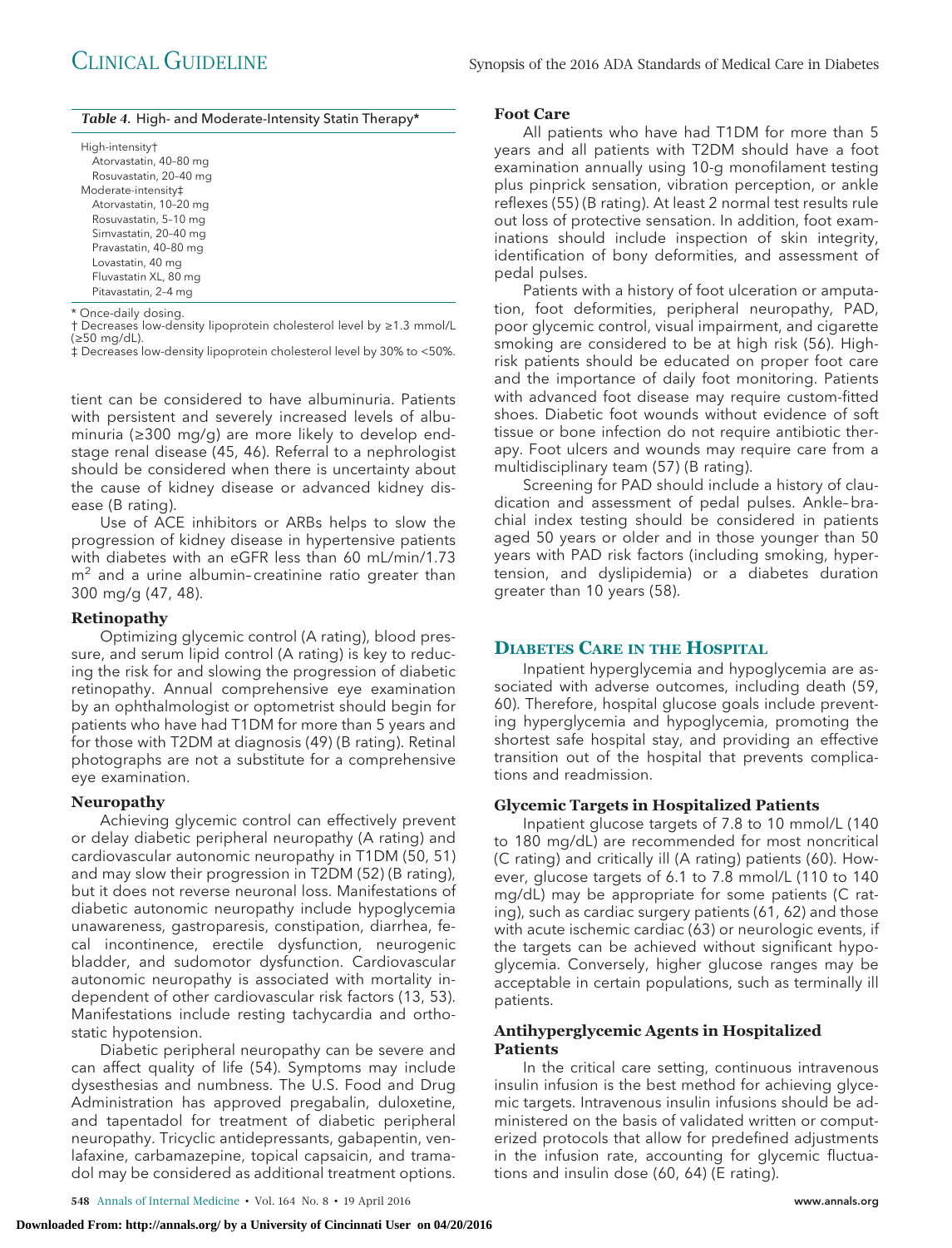*Table 4.* High- and Moderate-Intensity Statin Therapy*

| |
|---|
| High-intensity† |
| Atorvastatin, 40–80 mg |
| Rosuvastatin, 20–40 mg |
| Moderate-intensity‡ |
| Atorvastatin, 10–20 mg |
| Rosuvastatin, 5–10 mg |
| Simvastatin, 20–40 mg |
| Pravastatin, 40–80 mg |
| Lovastatin, 40 mg |
| Fluvastatin XL, 80 mg |
| Pitavastatin, 2–4 mg |

* Once-daily dosing.
† Decreases low-density lipoprotein cholesterol level by ≥1.3 mmol/L (≥50 mg/dL).
‡ Decreases low-density lipoprotein cholesterol level by 30% to <50%.

tient can be considered to have albuminuria. Patients with persistent and severely increased levels of albuminuria (≥300 mg/g) are more likely to develop end-stage renal disease (45, 46). Referral to a nephrologist should be considered when there is uncertainty about the cause of kidney disease or advanced kidney disease (B rating).

Use of ACE inhibitors or ARBs helps to slow the progression of kidney disease in hypertensive patients with diabetes with an eGFR less than 60 mL/min/1.73 $m^2$ and a urine albumin–creatinine ratio greater than 300 mg/g (47, 48).

### Retinopathy

Optimizing glycemic control (A rating), blood pressure, and serum lipid control (A rating) is key to reducing the risk for and slowing the progression of diabetic retinopathy. Annual comprehensive eye examination by an ophthalmologist or optometrist should begin for patients who have had T1DM for more than 5 years and for those with T2DM at diagnosis (49) (B rating). Retinal photographs are not a substitute for a comprehensive eye examination.

### Neuropathy

Achieving glycemic control can effectively prevent or delay diabetic peripheral neuropathy (A rating) and cardiovascular autonomic neuropathy in T1DM (50, 51) and may slow their progression in T2DM (52) (B rating), but it does not reverse neuronal loss. Manifestations of diabetic autonomic neuropathy include hypoglycemia unawareness, gastroparesis, constipation, diarrhea, fecal incontinence, erectile dysfunction, neurogenic bladder, and sudomotor dysfunction. Cardiovascular autonomic neuropathy is associated with mortality independent of other cardiovascular risk factors (13, 53). Manifestations include resting tachycardia and orthostatic hypotension.

Diabetic peripheral neuropathy can be severe and can affect quality of life (54). Symptoms may include dysesthesias and numbness. The U.S. Food and Drug Administration has approved pregabalin, duloxetine, and tapentadol for treatment of diabetic peripheral neuropathy. Tricyclic antidepressants, gabapentin, venlafaxine, carbamazepine, topical capsaicin, and tramadol may be considered as additional treatment options.

### Foot Care

All patients who have had T1DM for more than 5 years and all patients with T2DM should have a foot examination annually using 10-g monofilament testing plus pinprick sensation, vibration perception, or ankle reflexes (55) (B rating). At least 2 normal test results rule out loss of protective sensation. In addition, foot examinations should include inspection of skin integrity, identification of bony deformities, and assessment of pedal pulses.

Patients with a history of foot ulceration or amputation, foot deformities, peripheral neuropathy, PAD, poor glycemic control, visual impairment, and cigarette smoking are considered to be at high risk (56). High-risk patients should be educated on proper foot care and the importance of daily foot monitoring. Patients with advanced foot disease may require custom-fitted shoes. Diabetic foot wounds without evidence of soft tissue or bone infection do not require antibiotic therapy. Foot ulcers and wounds may require care from a multidisciplinary team (57) (B rating).

Screening for PAD should include a history of claudication and assessment of pedal pulses. Ankle–brachial index testing should be considered in patients aged 50 years or older and in those younger than 50 years with PAD risk factors (including smoking, hypertension, and dyslipidemia) or a diabetes duration greater than 10 years (58).

## Diabetes Care in the Hospital

Inpatient hyperglycemia and hypoglycemia are associated with adverse outcomes, including death (59, 60). Therefore, hospital glucose goals include preventing hyperglycemia and hypoglycemia, promoting the shortest safe hospital stay, and providing an effective transition out of the hospital that prevents complications and readmission.

### Glycemic Targets in Hospitalized Patients

Inpatient glucose targets of 7.8 to 10 mmol/L (140 to 180 mg/dL) are recommended for most noncritical (C rating) and critically ill (A rating) patients (60). However, glucose targets of 6.1 to 7.8 mmol/L (110 to 140 mg/dL) may be appropriate for some patients (C rating), such as cardiac surgery patients (61, 62) and those with acute ischemic cardiac (63) or neurologic events, if the targets can be achieved without significant hypoglycemia. Conversely, higher glucose ranges may be acceptable in certain populations, such as terminally ill patients.

### Antihyperglycemic Agents in Hospitalized Patients

In the critical care setting, continuous intravenous insulin infusion is the best method for achieving glycemic targets. Intravenous insulin infusions should be administered on the basis of validated written or computerized protocols that allow for predefined adjustments in the infusion rate, accounting for glycemic fluctuations and insulin dose (60, 64) (E rating).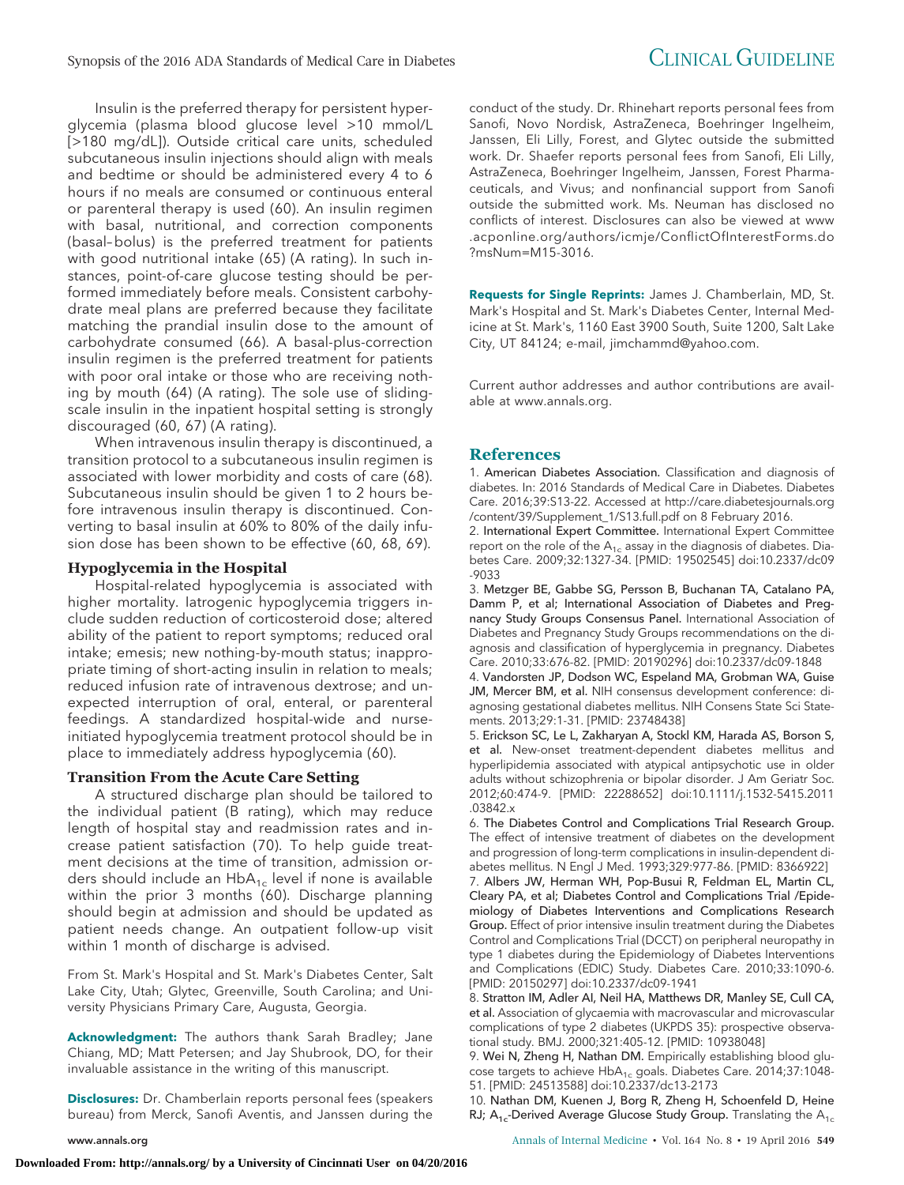Insulin is the preferred therapy for persistent hyperglycemia (plasma blood glucose level >10 mmol/L [>180 mg/dL]). Outside critical care units, scheduled subcutaneous insulin injections should align with meals and bedtime or should be administered every 4 to 6 hours if no meals are consumed or continuous enteral or parenteral therapy is used (60). An insulin regimen with basal, nutritional, and correction components (basal–bolus) is the preferred treatment for patients with good nutritional intake (65) (A rating). In such instances, point-of-care glucose testing should be performed immediately before meals. Consistent carbohydrate meal plans are preferred because they facilitate matching the prandial insulin dose to the amount of carbohydrate consumed (66). A basal-plus-correction insulin regimen is the preferred treatment for patients with poor oral intake or those who are receiving nothing by mouth (64) (A rating). The sole use of sliding-scale insulin in the inpatient hospital setting is strongly discouraged (60, 67) (A rating).

When intravenous insulin therapy is discontinued, a transition protocol to a subcutaneous insulin regimen is associated with lower morbidity and costs of care (68). Subcutaneous insulin should be given 1 to 2 hours before intravenous insulin therapy is discontinued. Converting to basal insulin at 60% to 80% of the daily infusion dose has been shown to be effective (60, 68, 69).

### Hypoglycemia in the Hospital

Hospital-related hypoglycemia is associated with higher mortality. Iatrogenic hypoglycemia triggers include sudden reduction of corticosteroid dose; altered ability of the patient to report symptoms; reduced oral intake; emesis; new nothing-by-mouth status; inappropriate timing of short-acting insulin in relation to meals; reduced infusion rate of intravenous dextrose; and unexpected interruption of oral, enteral, or parenteral feedings. A standardized hospital-wide and nurse-initiated hypoglycemia treatment protocol should be in place to immediately address hypoglycemia (60).

### Transition From the Acute Care Setting

A structured discharge plan should be tailored to the individual patient (B rating), which may reduce length of hospital stay and readmission rates and increase patient satisfaction (70). To help guide treatment decisions at the time of transition, admission orders should include an $HbA_{1c}$ level if none is available within the prior 3 months (60). Discharge planning should begin at admission and should be updated as patient needs change. An outpatient follow-up visit within 1 month of discharge is advised.

From St. Mark's Hospital and St. Mark's Diabetes Center, Salt Lake City, Utah; Glytec, Greenville, South Carolina; and University Physicians Primary Care, Augusta, Georgia.

**Acknowledgment:** The authors thank Sarah Bradley; Jane Chiang, MD; Matt Petersen; and Jay Shubrook, DO, for their invaluable assistance in the writing of this manuscript.

**Disclosures:** Dr. Chamberlain reports personal fees (speakers bureau) from Merck, Sanofi Aventis, and Janssen during the conduct of the study. Dr. Rhinehart reports personal fees from Sanofi, Novo Nordisk, AstraZeneca, Boehringer Ingelheim, Janssen, Eli Lilly, Forest, and Glytec outside the submitted work. Dr. Shaefer reports personal fees from Sanofi, Eli Lilly, AstraZeneca, Boehringer Ingelheim, Janssen, Forest Pharmaceuticals, and Vivus; and nonfinancial support from Sanofi outside the submitted work. Ms. Neuman has disclosed no conflicts of interest. Disclosures can also be viewed at www.acponline.org/authors/icmje/ConflictOfInterestForms.do?msNum=M15-3016.

**Requests for Single Reprints:** James J. Chamberlain, MD, St. Mark's Hospital and St. Mark's Diabetes Center, Internal Medicine at St. Mark's, 1160 East 3900 South, Suite 1200, Salt Lake City, UT 84124; e-mail, jimchammd@yahoo.com.

Current author addresses and author contributions are available at www.annals.org.

## References

1. **American Diabetes Association.** Classification and diagnosis of diabetes. In: 2016 Standards of Medical Care in Diabetes. Diabetes Care. 2016;39:S13-22. Accessed at http://care.diabetesjournals.org/content/39/Supplement_1/S13.full.pdf on 8 February 2016.
2. **International Expert Committee.** International Expert Committee report on the role of the $A_{1c}$ assay in the diagnosis of diabetes. Diabetes Care. 2009;32:1327-34. [PMID: 19502545] doi:10.2337/dc09-9033
3. **Metzger BE, Gabbe SG, Persson B, Buchanan TA, Catalano PA, Damm P, et al; International Association of Diabetes and Pregnancy Study Groups Consensus Panel.** International Association of Diabetes and Pregnancy Study Groups recommendations on the diagnosis and classification of hyperglycemia in pregnancy. Diabetes Care. 2010;33:676-82. [PMID: 20190296] doi:10.2337/dc09-1848
4. **Vandorsten JP, Dodson WC, Espeland MA, Grobman WA, Guise JM, Mercer BM, et al.** NIH consensus development conference: diagnosing gestational diabetes mellitus. NIH Consens State Sci Statements. 2013;29:1-31. [PMID: 23748438]
5. **Erickson SC, Le L, Zakharyan A, Stockl KM, Harada AS, Borson S, et al.** New-onset treatment-dependent diabetes mellitus and hyperlipidemia associated with atypical antipsychotic use in older adults without schizophrenia or bipolar disorder. J Am Geriatr Soc. 2012;60:474-9. [PMID: 22288652] doi:10.1111/j.1532-5415.2011.03842.x
6. **The Diabetes Control and Complications Trial Research Group.** The effect of intensive treatment of diabetes on the development and progression of long-term complications in insulin-dependent diabetes mellitus. N Engl J Med. 1993;329:977-86. [PMID: 8366922]
7. **Albers JW, Herman WH, Pop-Busui R, Feldman EL, Martin CL, Cleary PA, et al; Diabetes Control and Complications Trial /Epidemiology of Diabetes Interventions and Complications Research Group.** Effect of prior intensive insulin treatment during the Diabetes Control and Complications Trial (DCCT) on peripheral neuropathy in type 1 diabetes during the Epidemiology of Diabetes Interventions and Complications (EDIC) Study. Diabetes Care. 2010;33:1090-6. [PMID: 20150297] doi:10.2337/dc09-1941
8. **Stratton IM, Adler AI, Neil HA, Matthews DR, Manley SE, Cull CA, et al.** Association of glycaemia with macrovascular and microvascular complications of type 2 diabetes (UKPDS 35): prospective observational study. BMJ. 2000;321:405-12. [PMID: 10938048]
9. **Wei N, Zheng H, Nathan DM.** Empirically establishing blood glucose targets to achieve $HbA_{1c}$ goals. Diabetes Care. 2014;37:1048-51. [PMID: 24513588] doi:10.2337/dc13-2173
10. **Nathan DM, Kuenen J, Borg R, Zheng H, Schoenfeld D, Heine RJ; $A_{1c}$-Derived Average Glucose Study Group.** Translating the $A_{1c}$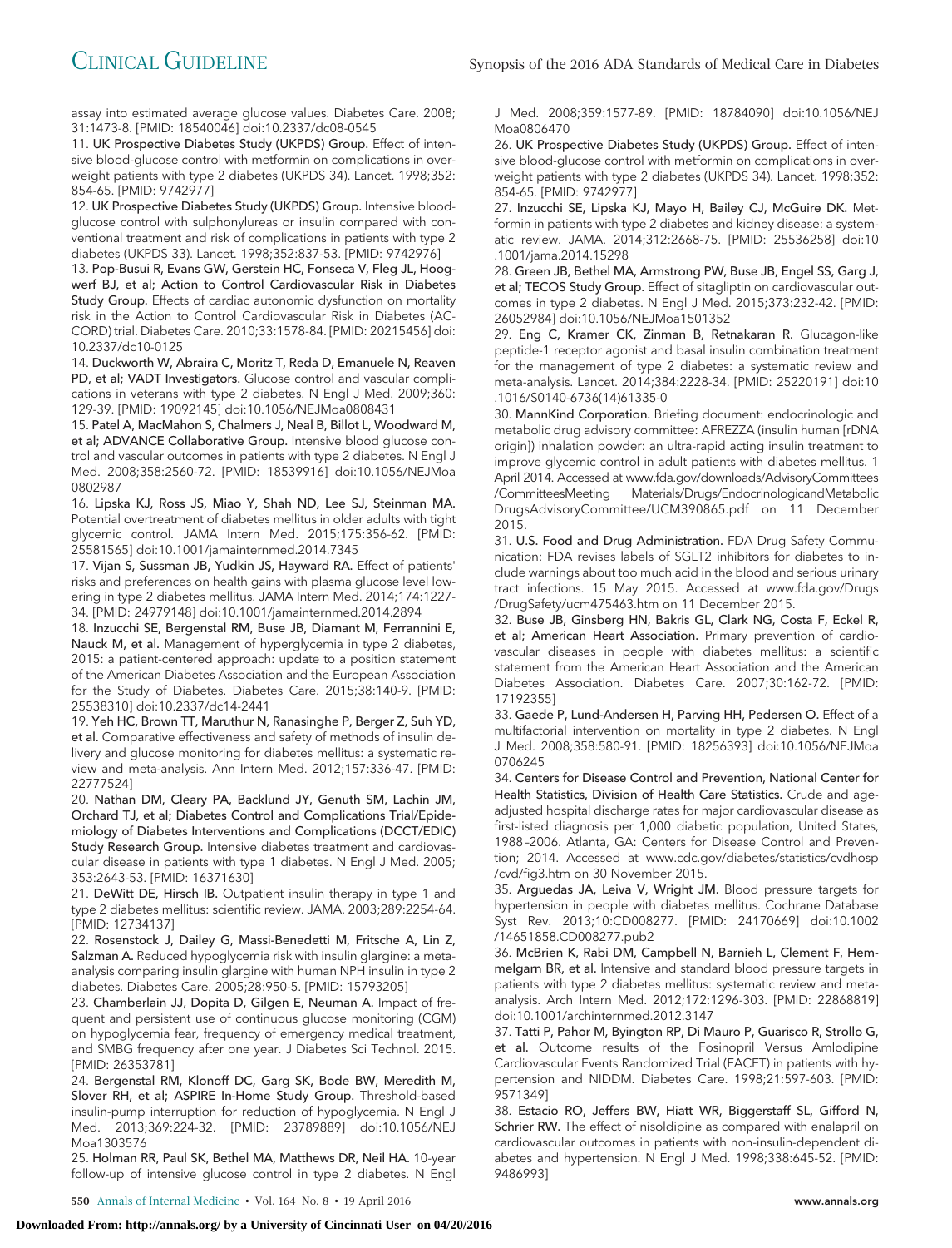assay into estimated average glucose values. Diabetes Care. 2008; 31:1473-8. [PMID: 18540046] doi:10.2337/dc08-0545

11. **UK Prospective Diabetes Study (UKPDS) Group.** Effect of intensive blood-glucose control with metformin on complications in overweight patients with type 2 diabetes (UKPDS 34). Lancet. 1998;352: 854-65. [PMID: 9742977]

12. **UK Prospective Diabetes Study (UKPDS) Group.** Intensive blood-glucose control with sulphonylureas or insulin compared with conventional treatment and risk of complications in patients with type 2 diabetes (UKPDS 33). Lancet. 1998;352:837-53. [PMID: 9742976]

13. **Pop-Busui R, Evans GW, Gerstein HC, Fonseca V, Fleg JL, Hoogwerf BJ, et al; Action to Control Cardiovascular Risk in Diabetes Study Group.** Effects of cardiac autonomic dysfunction on mortality risk in the Action to Control Cardiovascular Risk in Diabetes (ACCORD) trial. Diabetes Care. 2010;33:1578-84. [PMID: 20215456] doi: 10.2337/dc10-0125

14. **Duckworth W, Abraira C, Moritz T, Reda D, Emanuele N, Reaven PD, et al; VADT Investigators.** Glucose control and vascular complications in veterans with type 2 diabetes. N Engl J Med. 2009;360: 129-39. [PMID: 19092145] doi:10.1056/NEJMoa0808431

15. **Patel A, MacMahon S, Chalmers J, Neal B, Billot L, Woodward M, et al; ADVANCE Collaborative Group.** Intensive blood glucose control and vascular outcomes in patients with type 2 diabetes. N Engl J Med. 2008;358:2560-72. [PMID: 18539916] doi:10.1056/NEJMoa0802987

16. **Lipska KJ, Ross JS, Miao Y, Shah ND, Lee SJ, Steinman MA.** Potential overtreatment of diabetes mellitus in older adults with tight glycemic control. JAMA Intern Med. 2015;175:356-62. [PMID: 25581565] doi:10.1001/jamainternmed.2014.7345

17. **Vijan S, Sussman JB, Yudkin JS, Hayward RA.** Effect of patients' risks and preferences on health gains with plasma glucose level lowering in type 2 diabetes mellitus. JAMA Intern Med. 2014;174:1227-34. [PMID: 24979148] doi:10.1001/jamainternmed.2014.2894

18. **Inzucchi SE, Bergenstal RM, Buse JB, Diamant M, Ferrannini E, Nauck M, et al.** Management of hyperglycemia in type 2 diabetes, 2015: a patient-centered approach: update to a position statement of the American Diabetes Association and the European Association for the Study of Diabetes. Diabetes Care. 2015;38:140-9. [PMID: 25538310] doi:10.2337/dc14-2441

19. **Yeh HC, Brown TT, Maruthur N, Ranasinghe P, Berger Z, Suh YD, et al.** Comparative effectiveness and safety of methods of insulin delivery and glucose monitoring for diabetes mellitus: a systematic review and meta-analysis. Ann Intern Med. 2012;157:336-47. [PMID: 22777524]

20. **Nathan DM, Cleary PA, Backlund JY, Genuth SM, Lachin JM, Orchard TJ, et al; Diabetes Control and Complications Trial/Epidemiology of Diabetes Interventions and Complications (DCCT/EDIC) Study Research Group.** Intensive diabetes treatment and cardiovascular disease in patients with type 1 diabetes. N Engl J Med. 2005; 353:2643-53. [PMID: 16371630]

21. **DeWitt DE, Hirsch IB.** Outpatient insulin therapy in type 1 and type 2 diabetes mellitus: scientific review. JAMA. 2003;289:2254-64. [PMID: 12734137]

22. **Rosenstock J, Dailey G, Massi-Benedetti M, Fritsche A, Lin Z, Salzman A.** Reduced hypoglycemia risk with insulin glargine: a meta-analysis comparing insulin glargine with human NPH insulin in type 2 diabetes. Diabetes Care. 2005;28:950-5. [PMID: 15793205]

23. **Chamberlain JJ, Dopita D, Gilgen E, Neuman A.** Impact of frequent and persistent use of continuous glucose monitoring (CGM) on hypoglycemia fear, frequency of emergency medical treatment, and SMBG frequency after one year. J Diabetes Sci Technol. 2015. [PMID: 26353781]

24. **Bergenstal RM, Klonoff DC, Garg SK, Bode BW, Meredith M, Slover RH, et al; ASPIRE In-Home Study Group.** Threshold-based insulin-pump interruption for reduction of hypoglycemia. N Engl J Med. 2013;369:224-32. [PMID: 23789889] doi:10.1056/NEJMoa1303576

25. **Holman RR, Paul SK, Bethel MA, Matthews DR, Neil HA.** 10-year follow-up of intensive glucose control in type 2 diabetes. N Engl J Med. 2008;359:1577-89. [PMID: 18784090] doi:10.1056/NEJMoa0806470

26. **UK Prospective Diabetes Study (UKPDS) Group.** Effect of intensive blood-glucose control with metformin on complications in overweight patients with type 2 diabetes (UKPDS 34). Lancet. 1998;352: 854-65. [PMID: 9742977]

27. **Inzucchi SE, Lipska KJ, Mayo H, Bailey CJ, McGuire DK.** Metformin in patients with type 2 diabetes and kidney disease: a systematic review. JAMA. 2014;312:2668-75. [PMID: 25536258] doi:10.1001/jama.2014.15298

28. **Green JB, Bethel MA, Armstrong PW, Buse JB, Engel SS, Garg J, et al; TECOS Study Group.** Effect of sitagliptin on cardiovascular outcomes in type 2 diabetes. N Engl J Med. 2015;373:232-42. [PMID: 26052984] doi:10.1056/NEJMoa1501352

29. **Eng C, Kramer CK, Zinman B, Retnakaran R.** Glucagon-like peptide-1 receptor agonist and basal insulin combination treatment for the management of type 2 diabetes: a systematic review and meta-analysis. Lancet. 2014;384:2228-34. [PMID: 25220191] doi:10.1016/S0140-6736(14)61335-0

30. **MannKind Corporation.** Briefing document: endocrinologic and metabolic drug advisory committee: AFREZZA (insulin human [rDNA origin]) inhalation powder: an ultra-rapid acting insulin treatment to improve glycemic control in adult patients with diabetes mellitus. 1 April 2014. Accessed at www.fda.gov/downloads/AdvisoryCommittees/CommitteesMeeting Materials/Drugs/EndocrinologicandMetabolicDrugsAdvisoryCommittee/UCM390865.pdf on 11 December 2015.

31. **U.S. Food and Drug Administration.** FDA Drug Safety Communication: FDA revises labels of SGLT2 inhibitors for diabetes to include warnings about too much acid in the blood and serious urinary tract infections. 15 May 2015. Accessed at www.fda.gov/Drugs/DrugSafety/ucm475463.htm on 11 December 2015.

32. **Buse JB, Ginsberg HN, Bakris GL, Clark NG, Costa F, Eckel R, et al; American Heart Association.** Primary prevention of cardiovascular diseases in people with diabetes mellitus: a scientific statement from the American Heart Association and the American Diabetes Association. Diabetes Care. 2007;30:162-72. [PMID: 17192355]

33. **Gaede P, Lund-Andersen H, Parving HH, Pedersen O.** Effect of a multifactorial intervention on mortality in type 2 diabetes. N Engl J Med. 2008;358:580-91. [PMID: 18256393] doi:10.1056/NEJMoa0706245

34. **Centers for Disease Control and Prevention, National Center for Health Statistics, Division of Health Care Statistics.** Crude and age-adjusted hospital discharge rates for major cardiovascular disease as first-listed diagnosis per 1,000 diabetic population, United States, 1988–2006. Atlanta, GA: Centers for Disease Control and Prevention; 2014. Accessed at www.cdc.gov/diabetes/statistics/cvdhosp/cvd/fig3.htm on 30 November 2015.

35. **Arguedas JA, Leiva V, Wright JM.** Blood pressure targets for hypertension in people with diabetes mellitus. Cochrane Database Syst Rev. 2013;10:CD008277. [PMID: 24170669] doi:10.1002/14651858.CD008277.pub2

36. **McBrien K, Rabi DM, Campbell N, Barnieh L, Clement F, Hemmelgarn BR, et al.** Intensive and standard blood pressure targets in patients with type 2 diabetes mellitus: systematic review and meta-analysis. Arch Intern Med. 2012;172:1296-303. [PMID: 22868819] doi:10.1001/archinternmed.2012.3147

37. **Tatti P, Pahor M, Byington RP, Di Mauro P, Guarisco R, Strollo G, et al.** Outcome results of the Fosinopril Versus Amlodipine Cardiovascular Events Randomized Trial (FACET) in patients with hypertension and NIDDM. Diabetes Care. 1998;21:597-603. [PMID: 9571349]

38. **Estacio RO, Jeffers BW, Hiatt WR, Biggerstaff SL, Gifford N, Schrier RW.** The effect of nisoldipine as compared with enalapril on cardiovascular outcomes in patients with non-insulin-dependent diabetes and hypertension. N Engl J Med. 1998;338:645-52. [PMID: 9486993]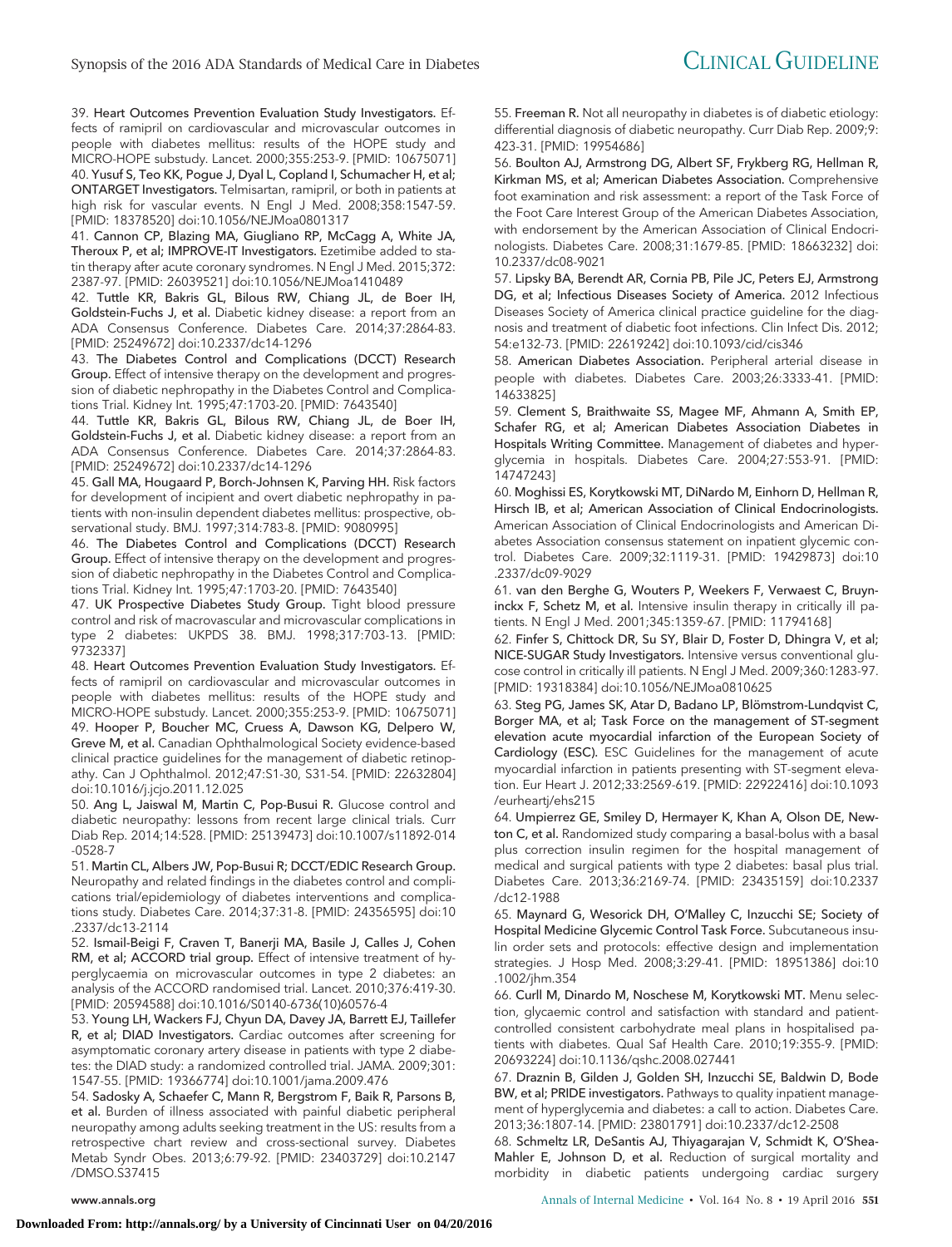39. **Heart Outcomes Prevention Evaluation Study Investigators.** Effects of ramipril on cardiovascular and microvascular outcomes in people with diabetes mellitus: results of the HOPE study and MICRO-HOPE substudy. Lancet. 2000;355:253-9. [PMID: 10675071]

40. **Yusuf S, Teo KK, Pogue J, Dyal L, Copland I, Schumacher H, et al; ONTARGET Investigators.** Telmisartan, ramipril, or both in patients at high risk for vascular events. N Engl J Med. 2008;358:1547-59. [PMID: 18378520] doi:10.1056/NEJMoa0801317

41. **Cannon CP, Blazing MA, Giugliano RP, McCagg A, White JA, Theroux P, et al; IMPROVE-IT Investigators.** Ezetimibe added to statin therapy after acute coronary syndromes. N Engl J Med. 2015;372: 2387-97. [PMID: 26039521] doi:10.1056/NEJMoa1410489

42. **Tuttle KR, Bakris GL, Bilous RW, Chiang JL, de Boer IH, Goldstein-Fuchs J, et al.** Diabetic kidney disease: a report from an ADA Consensus Conference. Diabetes Care. 2014;37:2864-83. [PMID: 25249672] doi:10.2337/dc14-1296

43. **The Diabetes Control and Complications (DCCT) Research Group.** Effect of intensive therapy on the development and progression of diabetic nephropathy in the Diabetes Control and Complications Trial. Kidney Int. 1995;47:1703-20. [PMID: 7643540]

44. **Tuttle KR, Bakris GL, Bilous RW, Chiang JL, de Boer IH, Goldstein-Fuchs J, et al.** Diabetic kidney disease: a report from an ADA Consensus Conference. Diabetes Care. 2014;37:2864-83. [PMID: 25249672] doi:10.2337/dc14-1296

45. **Gall MA, Hougaard P, Borch-Johnsen K, Parving HH.** Risk factors for development of incipient and overt diabetic nephropathy in patients with non-insulin dependent diabetes mellitus: prospective, observational study. BMJ. 1997;314:783-8. [PMID: 9080995]

46. **The Diabetes Control and Complications (DCCT) Research Group.** Effect of intensive therapy on the development and progression of diabetic nephropathy in the Diabetes Control and Complications Trial. Kidney Int. 1995;47:1703-20. [PMID: 7643540]

47. **UK Prospective Diabetes Study Group.** Tight blood pressure control and risk of macrovascular and microvascular complications in type 2 diabetes: UKPDS 38. BMJ. 1998;317:703-13. [PMID: 9732337]

48. **Heart Outcomes Prevention Evaluation Study Investigators.** Effects of ramipril on cardiovascular and microvascular outcomes in people with diabetes mellitus: results of the HOPE study and MICRO-HOPE substudy. Lancet. 2000;355:253-9. [PMID: 10675071]

49. **Hooper P, Boucher MC, Cruess A, Dawson KG, Delpero W, Greve M, et al.** Canadian Ophthalmological Society evidence-based clinical practice guidelines for the management of diabetic retinopathy. Can J Ophthalmol. 2012;47:S1-30, S31-54. [PMID: 22632804] doi:10.1016/j.jcjo.2011.12.025

50. **Ang L, Jaiswal M, Martin C, Pop-Busui R.** Glucose control and diabetic neuropathy: lessons from recent large clinical trials. Curr Diab Rep. 2014;14:528. [PMID: 25139473] doi:10.1007/s11892-014-0528-7

51. **Martin CL, Albers JW, Pop-Busui R; DCCT/EDIC Research Group.** Neuropathy and related findings in the diabetes control and complications trial/epidemiology of diabetes interventions and complications study. Diabetes Care. 2014;37:31-8. [PMID: 24356595] doi:10.2337/dc13-2114

52. **Ismail-Beigi F, Craven T, Banerji MA, Basile J, Calles J, Cohen RM, et al; ACCORD trial group.** Effect of intensive treatment of hyperglycaemia on microvascular outcomes in type 2 diabetes: an analysis of the ACCORD randomised trial. Lancet. 2010;376:419-30. [PMID: 20594588] doi:10.1016/S0140-6736(10)60576-4

53. **Young LH, Wackers FJ, Chyun DA, Davey JA, Barrett EJ, Taillefer R, et al; DIAD Investigators.** Cardiac outcomes after screening for asymptomatic coronary artery disease in patients with type 2 diabetes: the DIAD study: a randomized controlled trial. JAMA. 2009;301: 1547-55. [PMID: 19366774] doi:10.1001/jama.2009.476

54. **Sadosky A, Schaefer C, Mann R, Bergstrom F, Baik R, Parsons B, et al.** Burden of illness associated with painful diabetic peripheral neuropathy among adults seeking treatment in the US: results from a retrospective chart review and cross-sectional survey. Diabetes Metab Syndr Obes. 2013;6:79-92. [PMID: 23403729] doi:10.2147/DMSO.S37415

55. **Freeman R.** Not all neuropathy in diabetes is of diabetic etiology: differential diagnosis of diabetic neuropathy. Curr Diab Rep. 2009;9: 423-31. [PMID: 19954686]

56. **Boulton AJ, Armstrong DG, Albert SF, Frykberg RG, Hellman R, Kirkman MS, et al; American Diabetes Association.** Comprehensive foot examination and risk assessment: a report of the Task Force of the Foot Care Interest Group of the American Diabetes Association, with endorsement by the American Association of Clinical Endocrinologists. Diabetes Care. 2008;31:1679-85. [PMID: 18663232] doi:10.2337/dc08-9021

57. **Lipsky BA, Berendt AR, Cornia PB, Pile JC, Peters EJ, Armstrong DG, et al; Infectious Diseases Society of America.** 2012 Infectious Diseases Society of America clinical practice guideline for the diagnosis and treatment of diabetic foot infections. Clin Infect Dis. 2012; 54:e132-73. [PMID: 22619242] doi:10.1093/cid/cis346

58. **American Diabetes Association.** Peripheral arterial disease in people with diabetes. Diabetes Care. 2003;26:3333-41. [PMID: 14633825]

59. **Clement S, Braithwaite SS, Magee MF, Ahmann A, Smith EP, Schafer RG, et al; American Diabetes Association Diabetes in Hospitals Writing Committee.** Management of diabetes and hyperglycemia in hospitals. Diabetes Care. 2004;27:553-91. [PMID: 14747243]

60. **Moghissi ES, Korytkowski MT, DiNardo M, Einhorn D, Hellman R, Hirsch IB, et al; American Association of Clinical Endocrinologists.** American Association of Clinical Endocrinologists and American Diabetes Association consensus statement on inpatient glycemic control. Diabetes Care. 2009;32:1119-31. [PMID: 19429873] doi:10.2337/dc09-9029

61. **van den Berghe G, Wouters P, Weekers F, Verwaest C, Bruyninckx F, Schetz M, et al.** Intensive insulin therapy in critically ill patients. N Engl J Med. 2001;345:1359-67. [PMID: 11794168]

62. **Finfer S, Chittock DR, Su SY, Blair D, Foster D, Dhingra V, et al; NICE-SUGAR Study Investigators.** Intensive versus conventional glucose control in critically ill patients. N Engl J Med. 2009;360:1283-97. [PMID: 19318384] doi:10.1056/NEJMoa0810625

63. **Steg PG, James SK, Atar D, Badano LP, Blömstrom-Lundqvist C, Borger MA, et al; Task Force on the management of ST-segment elevation acute myocardial infarction of the European Society of Cardiology (ESC).** ESC Guidelines for the management of acute myocardial infarction in patients presenting with ST-segment elevation. Eur Heart J. 2012;33:2569-619. [PMID: 22922416] doi:10.1093/eurheartj/ehs215

64. **Umpierrez GE, Smiley D, Hermayer K, Khan A, Olson DE, Newton C, et al.** Randomized study comparing a basal-bolus with a basal plus correction insulin regimen for the hospital management of medical and surgical patients with type 2 diabetes: basal plus trial. Diabetes Care. 2013;36:2169-74. [PMID: 23435159] doi:10.2337/dc12-1988

65. **Maynard G, Wesorick DH, O'Malley C, Inzucchi SE; Society of Hospital Medicine Glycemic Control Task Force.** Subcutaneous insulin order sets and protocols: effective design and implementation strategies. J Hosp Med. 2008;3:29-41. [PMID: 18951386] doi:10.1002/jhm.354

66. **Curll M, Dinardo M, Noschese M, Korytkowski MT.** Menu selection, glycaemic control and satisfaction with standard and patient-controlled consistent carbohydrate meal plans in hospitalised patients with diabetes. Qual Saf Health Care. 2010;19:355-9. [PMID: 20693224] doi:10.1136/qshc.2008.027441

67. **Draznin B, Gilden J, Golden SH, Inzucchi SE, Baldwin D, Bode BW, et al; PRIDE investigators.** Pathways to quality inpatient management of hyperglycemia and diabetes: a call to action. Diabetes Care. 2013;36:1807-14. [PMID: 23801791] doi:10.2337/dc12-2508

68. **Schmeltz LR, DeSantis AJ, Thiyagarajan V, Schmidt K, O'Shea-Mahler E, Johnson D, et al.** Reduction of surgical mortality and morbidity in diabetic patients undergoing cardiac surgery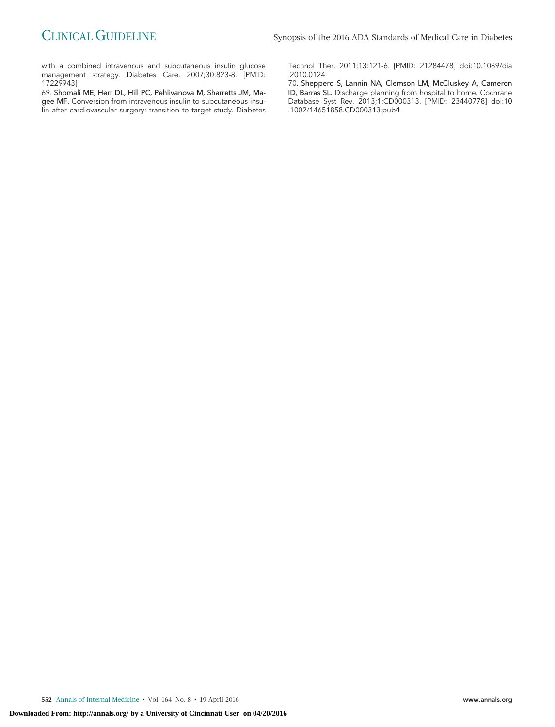with a combined intravenous and subcutaneous insulin glucose management strategy. Diabetes Care. 2007;30:823-8. [PMID: 17229943]

69. **Shomali ME, Herr DL, Hill PC, Pehlivanova M, Sharretts JM, Magee MF.** Conversion from intravenous insulin to subcutaneous insulin after cardiovascular surgery: transition to target study. Diabetes Technol Ther. 2011;13:121-6. [PMID: 21284478] doi:10.1089/dia.2010.0124

70. **Shepperd S, Lannin NA, Clemson LM, McCluskey A, Cameron ID, Barras SL.** Discharge planning from hospital to home. Cochrane Database Syst Rev. 2013;1:CD000313. [PMID: 23440778] doi:10.1002/14651858.CD000313.pub4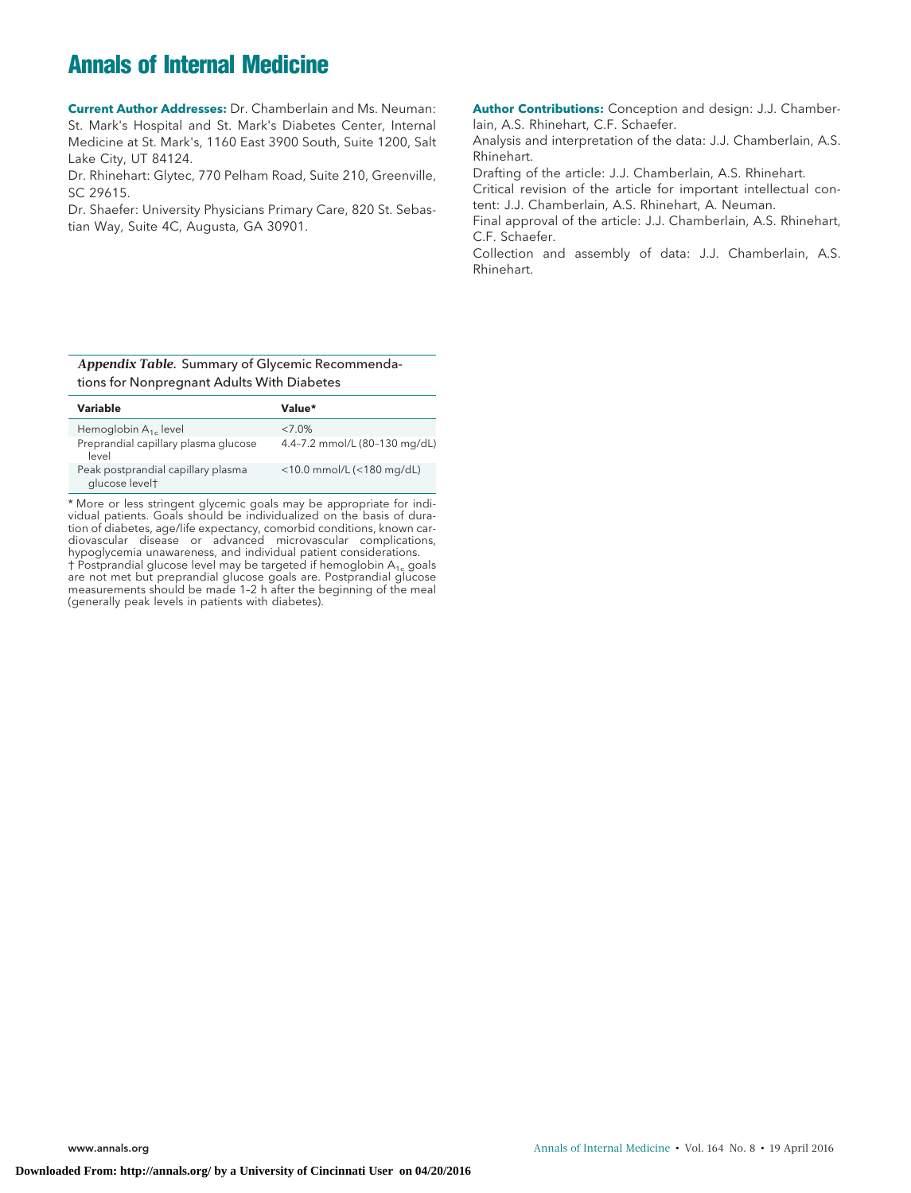**Current Author Addresses:** Dr. Chamberlain and Ms. Neuman: St. Mark's Hospital and St. Mark's Diabetes Center, Internal Medicine at St. Mark's, 1160 East 3900 South, Suite 1200, Salt Lake City, UT 84124.

Dr. Rhinehart: Glytec, 770 Pelham Road, Suite 210, Greenville, SC 29615.

Dr. Shaefer: University Physicians Primary Care, 820 St. Sebastian Way, Suite 4C, Augusta, GA 30901.

**Author Contributions:** Conception and design: J.J. Chamberlain, A.S. Rhinehart, C.F. Schaefer.

Analysis and interpretation of the data: J.J. Chamberlain, A.S. Rhinehart.

Drafting of the article: J.J. Chamberlain, A.S. Rhinehart.

Critical revision of the article for important intellectual content: J.J. Chamberlain, A.S. Rhinehart, A. Neuman.

Final approval of the article: J.J. Chamberlain, A.S. Rhinehart, C.F. Schaefer.

Collection and assembly of data: J.J. Chamberlain, A.S. Rhinehart.

***Appendix Table.*** Summary of Glycemic Recommendations for Nonpregnant Adults With Diabetes

| Variable | Value* |
|---|---|
| Hemoglobin $A_{1c}$ level | <7.0% |
| Preprandial capillary plasma glucose level | 4.4–7.2 mmol/L (80–130 mg/dL) |
| Peak postprandial capillary plasma glucose level† | <10.0 mmol/L (<180 mg/dL) |

* More or less stringent glycemic goals may be appropriate for individual patients. Goals should be individualized on the basis of duration of diabetes, age/life expectancy, comorbid conditions, known cardiovascular disease or advanced microvascular complications, hypoglycemia unawareness, and individual patient considerations.

† Postprandial glucose level may be targeted if hemoglobin $A_{1c}$ goals are not met but preprandial glucose goals are. Postprandial glucose measurements should be made 1–2 h after the beginning of the meal (generally peak levels in patients with diabetes).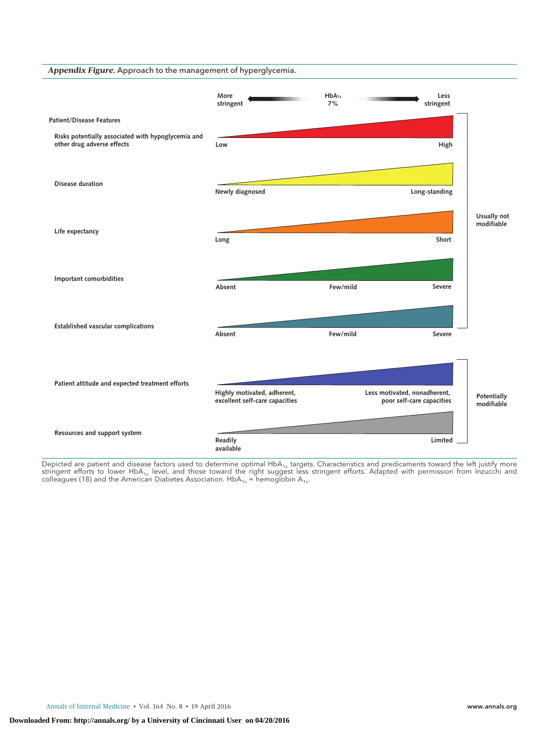***Appendix Figure.*** Approach to the management of hyperglycemia.

More stringent ← $HbA_{1c}$ 7% → Less stringent

Patient/Disease Features

Risks potentially associated with hypoglycemia and other drug adverse effects

Low

High

Disease duration

Newly diagnosed

Long-standing

Life expectancy

Long

Short

Important comorbidities

Absent

Few/mild

Severe

Established vascular complications

Absent

Few/mild

Severe

Usually not modifiable

Patient attitude and expected treatment efforts

Highly motivated, adherent, excellent self-care capacities

Less motivated, nonadherent, poor self-care capacities

Resources and support system

Readily available

Limited

Potentially modifiable

Depicted are patient and disease factors used to determine optimal $HbA_{1c}$ targets. Characteristics and predicaments toward the left justify more stringent efforts to lower $HbA_{1c}$ level, and those toward the right suggest less stringent efforts. Adapted with permission from Inzucchi and colleagues (18) and the American Diabetes Association. $HbA_{1c}$ = hemoglobin $A_{1c}$.